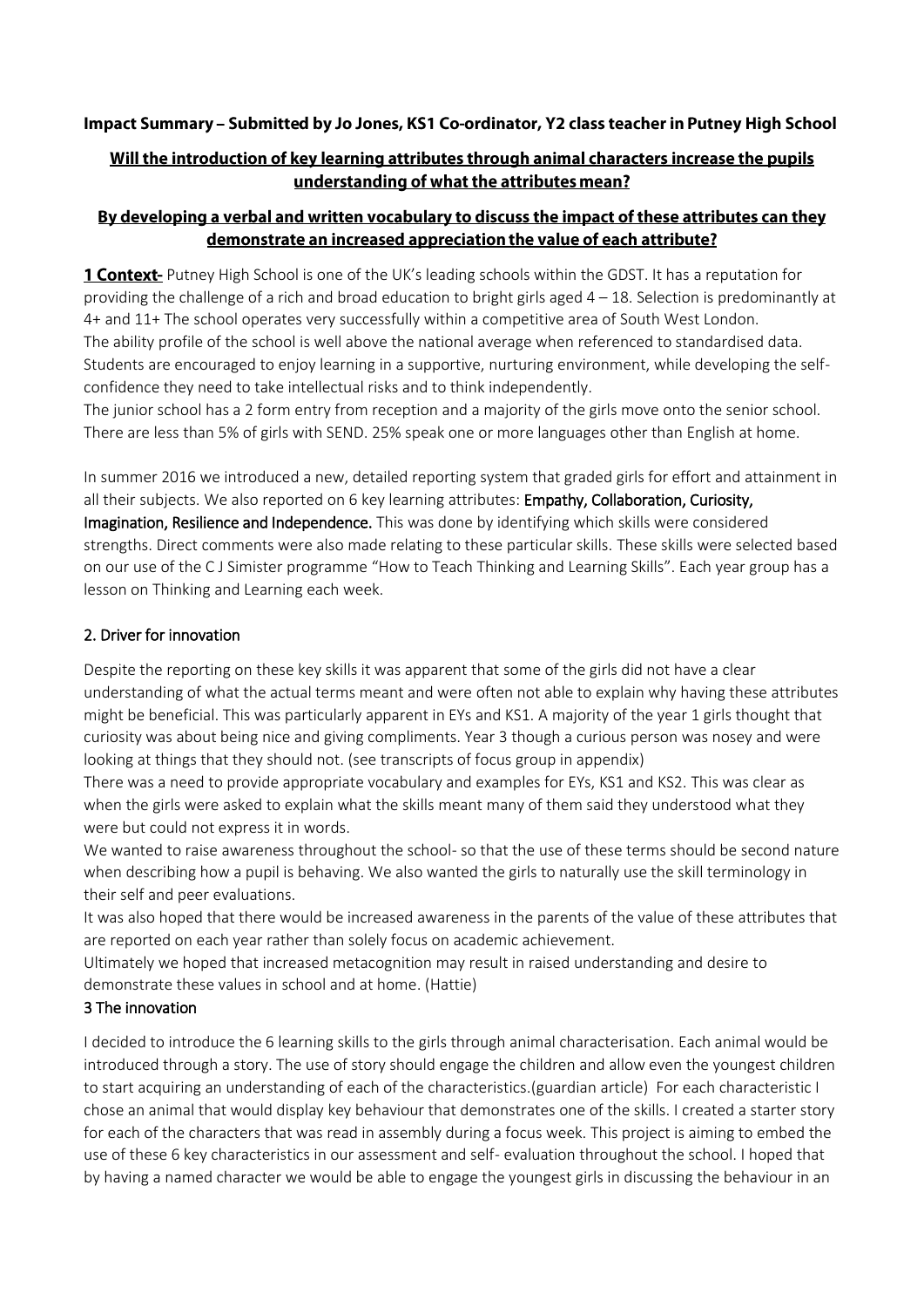**Impact Summary – Submitted by Jo Jones, KS1 Co-ordinator, Y2 class teacher in Putney High School**

## Will the introduction of key learning attributes through animal characters increase the pupils understanding of what the attributes mean?

## By developing a verbal and written vocabulary to discuss the impact of these attributes can they demonstrate an increased appreciation the value of each attribute?

**1 Context-** Putney High School is one of the UK's leading schools within the GDST. It has a reputation for providing the challenge of a rich and broad education to bright girls aged 4 – 18. Selection is predominantly at 4+ and 11+ The school operates very successfully within a competitive area of South West London.
The ability profile of the school is well above the national average when referenced to standardised data. Students are encouraged to enjoy learning in a supportive, nurturing environment, while developing the self-confidence they need to take intellectual risks and to think independently.
The junior school has a 2 form entry from reception and a majority of the girls move onto the senior school. There are less than 5% of girls with SEND. 25% speak one or more languages other than English at home.

In summer 2016 we introduced a new, detailed reporting system that graded girls for effort and attainment in all their subjects. We also reported on 6 key learning attributes: **Empathy, Collaboration, Curiosity, Imagination, Resilience and Independence.** This was done by identifying which skills were considered strengths. Direct comments were also made relating to these particular skills. These skills were selected based on our use of the C J Simister programme "How to Teach Thinking and Learning Skills". Each year group has a lesson on Thinking and Learning each week.

### 2. Driver for innovation

Despite the reporting on these key skills it was apparent that some of the girls did not have a clear understanding of what the actual terms meant and were often not able to explain why having these attributes might be beneficial. This was particularly apparent in EYs and KS1. A majority of the year 1 girls thought that curiosity was about being nice and giving compliments. Year 3 though a curious person was nosey and were looking at things that they should not. (see transcripts of focus group in appendix)
There was a need to provide appropriate vocabulary and examples for EYs, KS1 and KS2. This was clear as when the girls were asked to explain what the skills meant many of them said they understood what they were but could not express it in words.
We wanted to raise awareness throughout the school- so that the use of these terms should be second nature when describing how a pupil is behaving. We also wanted the girls to naturally use the skill terminology in their self and peer evaluations.
It was also hoped that there would be increased awareness in the parents of the value of these attributes that are reported on each year rather than solely focus on academic achievement.
Ultimately we hoped that increased metacognition may result in raised understanding and desire to demonstrate these values in school and at home. (Hattie)

### 3 The innovation

I decided to introduce the 6 learning skills to the girls through animal characterisation. Each animal would be introduced through a story. The use of story should engage the children and allow even the youngest children to start acquiring an understanding of each of the characteristics.(guardian article) For each characteristic I chose an animal that would display key behaviour that demonstrates one of the skills. I created a starter story for each of the characters that was read in assembly during a focus week. This project is aiming to embed the use of these 6 key characteristics in our assessment and self- evaluation throughout the school. I hoped that by having a named character we would be able to engage the youngest girls in discussing the behaviour in an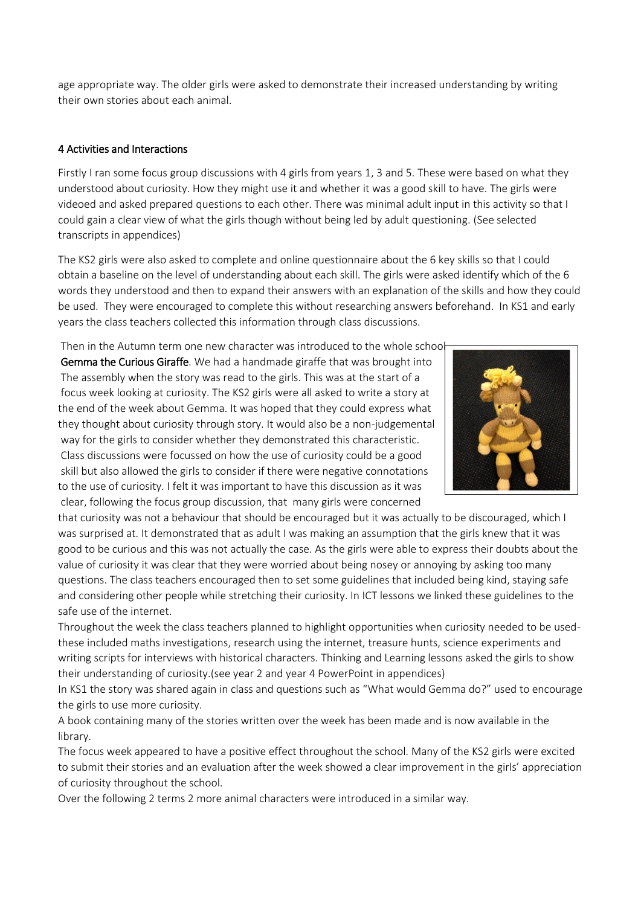age appropriate way. The older girls were asked to demonstrate their increased understanding by writing their own stories about each animal.

## 4 Activities and Interactions

Firstly I ran some focus group discussions with 4 girls from years 1, 3 and 5. These were based on what they understood about curiosity. How they might use it and whether it was a good skill to have. The girls were videoed and asked prepared questions to each other. There was minimal adult input in this activity so that I could gain a clear view of what the girls though without being led by adult questioning. (See selected transcripts in appendices)

The KS2 girls were also asked to complete and online questionnaire about the 6 key skills so that I could obtain a baseline on the level of understanding about each skill. The girls were asked identify which of the 6 words they understood and then to expand their answers with an explanation of the skills and how they could be used. They were encouraged to complete this without researching answers beforehand. In KS1 and early years the class teachers collected this information through class discussions.

Then in the Autumn term one new character was introduced to the whole school **Gemma the Curious Giraffe**. We had a handmade giraffe that was brought into The assembly when the story was read to the girls. This was at the start of a focus week looking at curiosity. The KS2 girls were all asked to write a story at the end of the week about Gemma. It was hoped that they could express what they thought about curiosity through story. It would also be a non-judgemental way for the girls to consider whether they demonstrated this characteristic. Class discussions were focussed on how the use of curiosity could be a good skill but also allowed the girls to consider if there were negative connotations to the use of curiosity. I felt it was important to have this discussion as it was clear, following the focus group discussion, that many girls were concerned that curiosity was not a behaviour that should be encouraged but it was actually to be discouraged, which I was surprised at. It demonstrated that as adult I was making an assumption that the girls knew that it was good to be curious and this was not actually the case. As the girls were able to express their doubts about the value of curiosity it was clear that they were worried about being nosey or annoying by asking too many questions. The class teachers encouraged then to set some guidelines that included being kind, staying safe and considering other people while stretching their curiosity. In ICT lessons we linked these guidelines to the safe use of the internet.

Throughout the week the class teachers planned to highlight opportunities when curiosity needed to be used- these included maths investigations, research using the internet, treasure hunts, science experiments and writing scripts for interviews with historical characters. Thinking and Learning lessons asked the girls to show their understanding of curiosity.(see year 2 and year 4 PowerPoint in appendices)

In KS1 the story was shared again in class and questions such as "What would Gemma do?" used to encourage the girls to use more curiosity.

A book containing many of the stories written over the week has been made and is now available in the library.

The focus week appeared to have a positive effect throughout the school. Many of the KS2 girls were excited to submit their stories and an evaluation after the week showed a clear improvement in the girls' appreciation of curiosity throughout the school.

Over the following 2 terms 2 more animal characters were introduced in a similar way.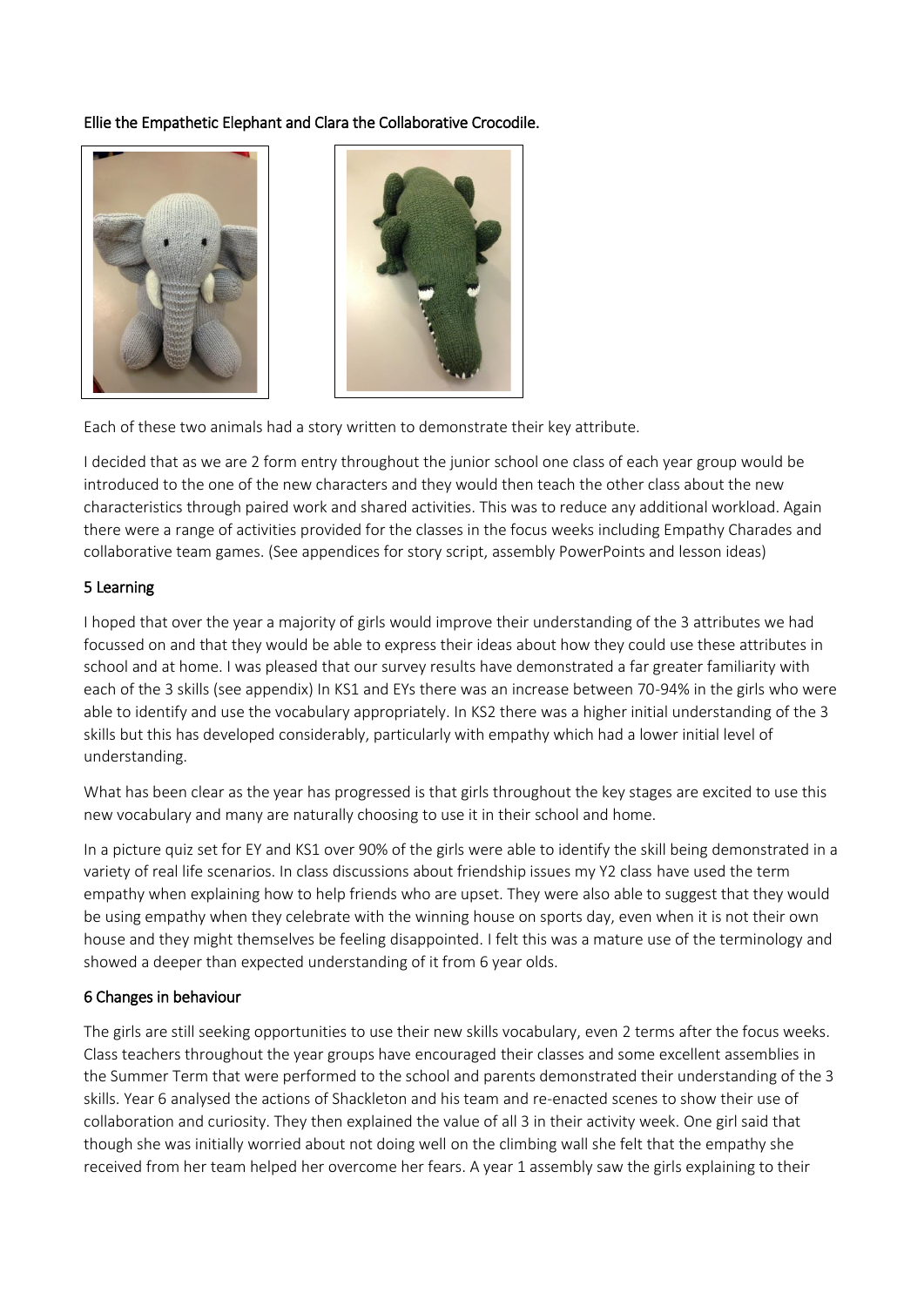Ellie the Empathetic Elephant and Clara the Collaborative Crocodile.

Each of these two animals had a story written to demonstrate their key attribute.

I decided that as we are 2 form entry throughout the junior school one class of each year group would be introduced to the one of the new characters and they would then teach the other class about the new characteristics through paired work and shared activities. This was to reduce any additional workload. Again there were a range of activities provided for the classes in the focus weeks including Empathy Charades and collaborative team games. (See appendices for story script, assembly PowerPoints and lesson ideas)

## 5 Learning

I hoped that over the year a majority of girls would improve their understanding of the 3 attributes we had focussed on and that they would be able to express their ideas about how they could use these attributes in school and at home. I was pleased that our survey results have demonstrated a far greater familiarity with each of the 3 skills (see appendix) In KS1 and EYs there was an increase between 70-94% in the girls who were able to identify and use the vocabulary appropriately. In KS2 there was a higher initial understanding of the 3 skills but this has developed considerably, particularly with empathy which had a lower initial level of understanding.

What has been clear as the year has progressed is that girls throughout the key stages are excited to use this new vocabulary and many are naturally choosing to use it in their school and home.

In a picture quiz set for EY and KS1 over 90% of the girls were able to identify the skill being demonstrated in a variety of real life scenarios. In class discussions about friendship issues my Y2 class have used the term empathy when explaining how to help friends who are upset. They were also able to suggest that they would be using empathy when they celebrate with the winning house on sports day, even when it is not their own house and they might themselves be feeling disappointed. I felt this was a mature use of the terminology and showed a deeper than expected understanding of it from 6 year olds.

## 6 Changes in behaviour

The girls are still seeking opportunities to use their new skills vocabulary, even 2 terms after the focus weeks. Class teachers throughout the year groups have encouraged their classes and some excellent assemblies in the Summer Term that were performed to the school and parents demonstrated their understanding of the 3 skills. Year 6 analysed the actions of Shackleton and his team and re-enacted scenes to show their use of collaboration and curiosity. They then explained the value of all 3 in their activity week. One girl said that though she was initially worried about not doing well on the climbing wall she felt that the empathy she received from her team helped her overcome her fears. A year 1 assembly saw the girls explaining to their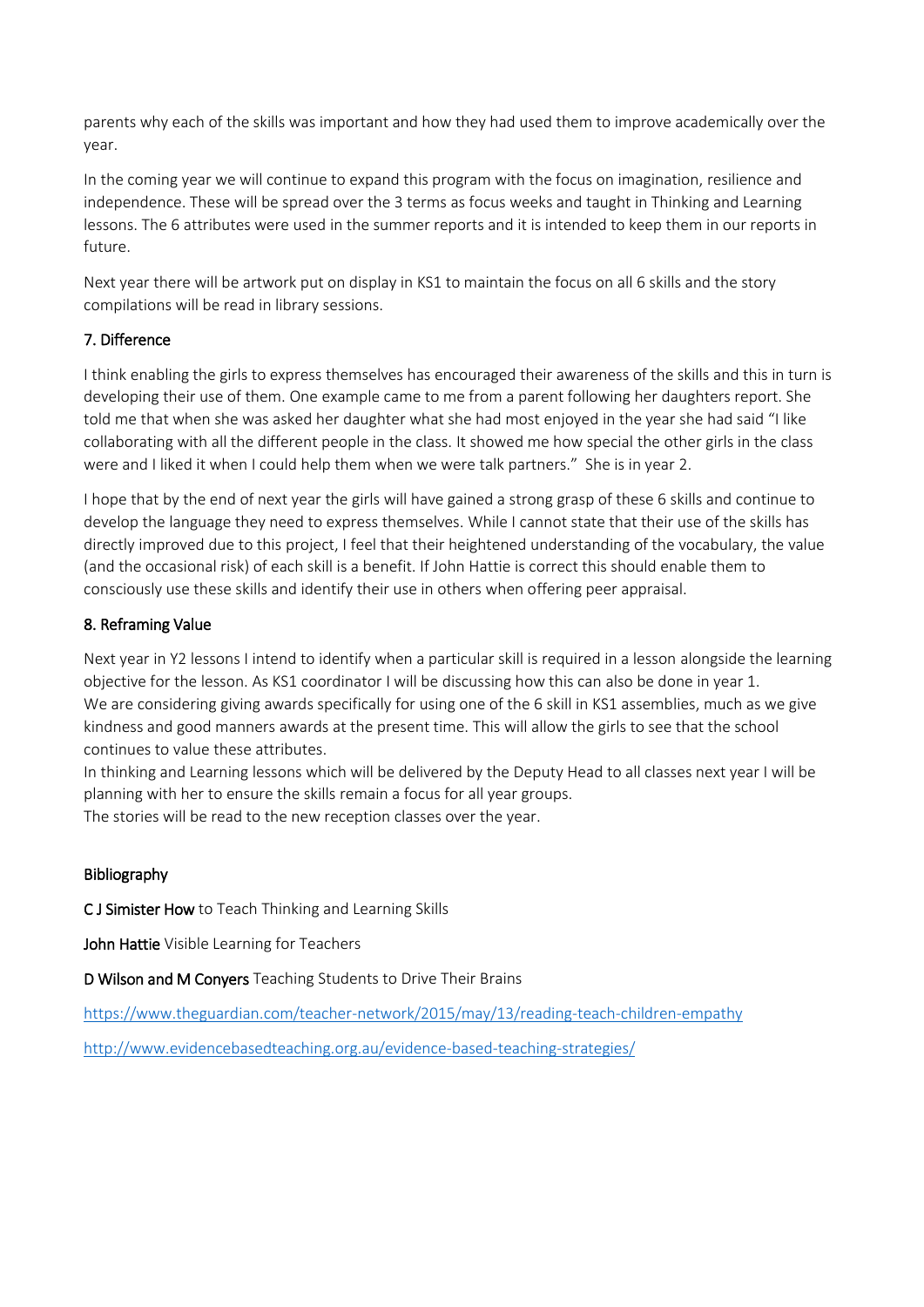parents why each of the skills was important and how they had used them to improve academically over the year.

In the coming year we will continue to expand this program with the focus on imagination, resilience and independence. These will be spread over the 3 terms as focus weeks and taught in Thinking and Learning lessons. The 6 attributes were used in the summer reports and it is intended to keep them in our reports in future.

Next year there will be artwork put on display in KS1 to maintain the focus on all 6 skills and the story compilations will be read in library sessions.

## 7. Difference

I think enabling the girls to express themselves has encouraged their awareness of the skills and this in turn is developing their use of them. One example came to me from a parent following her daughters report. She told me that when she was asked her daughter what she had most enjoyed in the year she had said "I like collaborating with all the different people in the class. It showed me how special the other girls in the class were and I liked it when I could help them when we were talk partners." She is in year 2.

I hope that by the end of next year the girls will have gained a strong grasp of these 6 skills and continue to develop the language they need to express themselves. While I cannot state that their use of the skills has directly improved due to this project, I feel that their heightened understanding of the vocabulary, the value (and the occasional risk) of each skill is a benefit. If John Hattie is correct this should enable them to consciously use these skills and identify their use in others when offering peer appraisal.

## 8. Reframing Value

Next year in Y2 lessons I intend to identify when a particular skill is required in a lesson alongside the learning objective for the lesson. As KS1 coordinator I will be discussing how this can also be done in year 1.
We are considering giving awards specifically for using one of the 6 skill in KS1 assemblies, much as we give kindness and good manners awards at the present time. This will allow the girls to see that the school continues to value these attributes.
In thinking and Learning lessons which will be delivered by the Deputy Head to all classes next year I will be planning with her to ensure the skills remain a focus for all year groups.
The stories will be read to the new reception classes over the year.

## Bibliography

**C J Simister How** to Teach Thinking and Learning Skills

**John Hattie** Visible Learning for Teachers

**D Wilson and M Conyers** Teaching Students to Drive Their Brains

https://www.theguardian.com/teacher-network/2015/may/13/reading-teach-children-empathy

http://www.evidencebasedteaching.org.au/evidence-based-teaching-strategies/